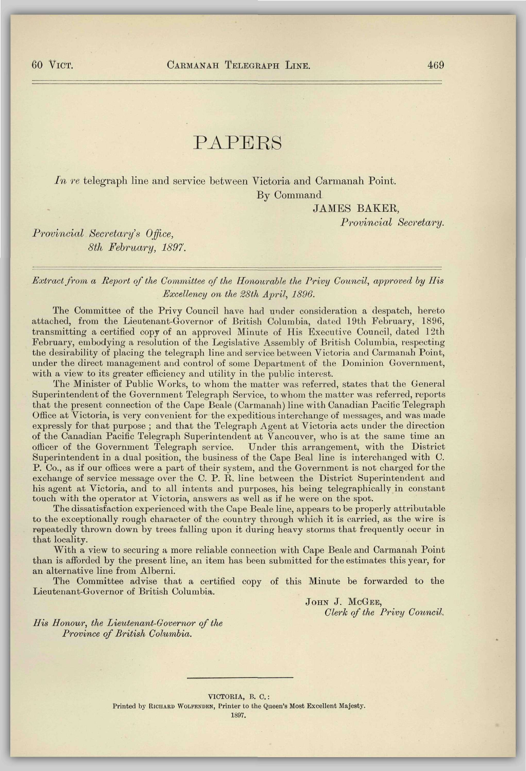# PAPERS

*In re* telegraph line and service between Victoria and Carmanah Point.

By Command.

JAMES BAKER,
*Provincial Secretary.*

*Provincial Secretary's Office,*
*8th February, 1897.*

---

*Extract from a Report of the Committee of the Honourable the Privy Council, approved by His Excellency on the 28th April, 1896.*

The Committee of the Privy Council have had under consideration a despatch, hereto attached, from the Lieutenant-Governor of British Columbia, dated 19th February, 1896, transmitting a certified copy of an approved Minute of His Executive Council, dated 12th February, embodying a resolution of the Legislative Assembly of British Columbia, respecting the desirability of placing the telegraph line and service between Victoria and Carmanah Point, under the direct management and control of some Department of the Dominion Government, with a view to its greater efficiency and utility in the public interest.

The Minister of Public Works, to whom the matter was referred, states that the General Superintendent of the Government Telegraph Service, to whom the matter was referred, reports that the present connection of the Cape Beale (Carmanah) line with Canadian Pacific Telegraph Office at Victoria, is very convenient for the expeditious interchange of messages, and was made expressly for that purpose; and that the Telegraph Agent at Victoria acts under the direction of the Canadian Pacific Telegraph Superintendent at Vancouver, who is at the same time an officer of the Government Telegraph service. Under this arrangement, with the District Superintendent in a dual position, the business of the Cape Beal line is interchanged with C. P. Co., as if our offices were a part of their system, and the Government is not charged for the exchange of service message over the C. P. R. line between the District Superintendent and his agent at Victoria, and to all intents and purposes, his being telegraphically in constant touch with the operator at Victoria, answers as well as if he were on the spot.

The dissatisfaction experienced with the Cape Beale line, appears to be properly attributable to the exceptionally rough character of the country through which it is carried, as the wire is repeatedly thrown down by trees falling upon it during heavy storms that frequently occur in that locality.

With a view to securing a more reliable connection with Cape Beale and Carmanah Point than is afforded by the present line, an item has been submitted for the estimates this year, for an alternative line from Alberni.

The Committee advise that a certified copy of this Minute be forwarded to the Lieutenant-Governor of British Columbia.

JOHN J. MCGEE,
*Clerk of the Privy Council.*

*His Honour, the Lieutenant-Governor of the Province of British Columbia.*

---

VICTORIA, B. C.:
Printed by RICHARD WOLFENDEN, Printer to the Queen's Most Excellent Majesty.
1897.